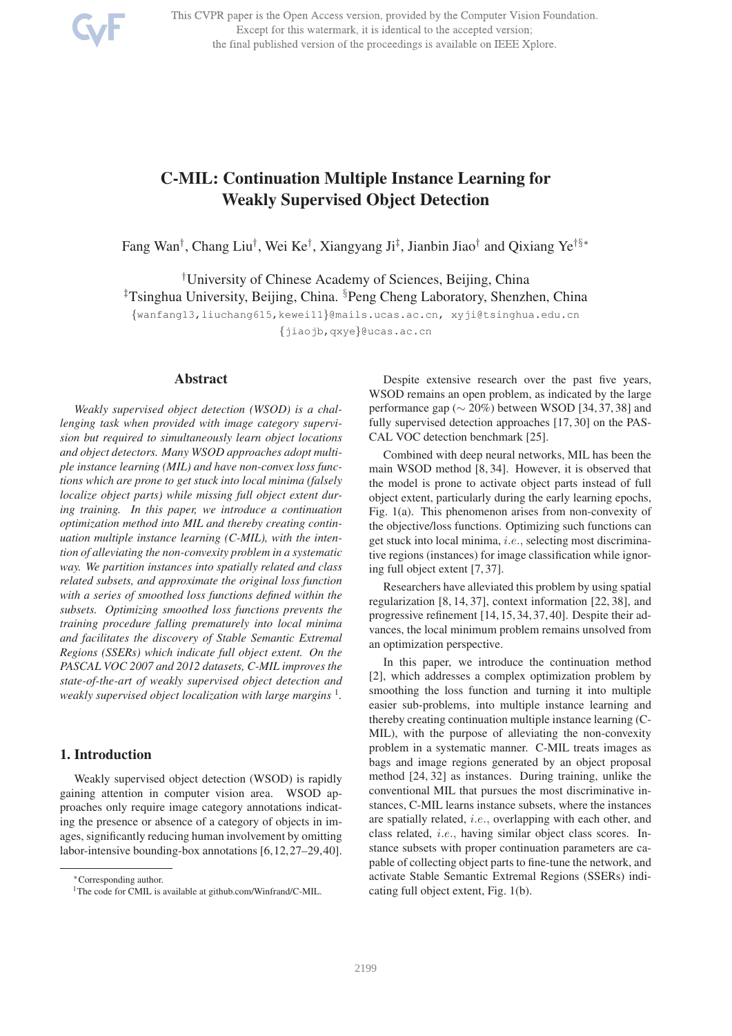# C-MIL: Continuation Multiple Instance Learning for Weakly Supervised Object Detection

Fang Wan[†], Chang Liu[†], Wei Ke[†], Xiangyang Ji[‡], Jianbin Jiao[†] and Qixiang Ye[†§*]

[†]University of Chinese Academy of Sciences, Beijing, China
[‡]Tsinghua University, Beijing, China. [§]Peng Cheng Laboratory, Shenzhen, China

{wanfang13,liuchang615,kewei11}@mails.ucas.ac.cn, xyji@tsinghua.edu.cn
{jiaojb,qxye}@ucas.ac.cn

## Abstract

*Weakly supervised object detection (WSOD) is a challenging task when provided with image category supervision but required to simultaneously learn object locations and object detectors. Many WSOD approaches adopt multiple instance learning (MIL) and have non-convex loss functions which are prone to get stuck into local minima (falsely localize object parts) while missing full object extent during training. In this paper, we introduce a continuation optimization method into MIL and thereby creating continuation multiple instance learning (C-MIL), with the intention of alleviating the non-convexity problem in a systematic way. We partition instances into spatially related and class related subsets, and approximate the original loss function with a series of smoothed loss functions defined within the subsets. Optimizing smoothed loss functions prevents the training procedure falling prematurely into local minima and facilitates the discovery of Stable Semantic Extremal Regions (SSERs) which indicate full object extent. On the PASCAL VOC 2007 and 2012 datasets, C-MIL improves the state-of-the-art of weakly supervised object detection and weakly supervised object localization with large margins* [1].

## 1. Introduction

Weakly supervised object detection (WSOD) is rapidly gaining attention in computer vision area. WSOD approaches only require image category annotations indicating the presence or absence of a category of objects in images, significantly reducing human involvement by omitting labor-intensive bounding-box annotations [6,12,27–29,40].

Despite extensive research over the past five years, WSOD remains an open problem, as indicated by the large performance gap ($\sim 20\%$) between WSOD [34,37,38] and fully supervised detection approaches [17,30] on the PASCAL VOC detection benchmark [25].

Combined with deep neural networks, MIL has been the main WSOD method [8,34]. However, it is observed that the model is prone to activate object parts instead of full object extent, particularly during the early learning epochs, Fig. 1(a). This phenomenon arises from non-convexity of the objective/loss functions. Optimizing such functions can get stuck into local minima, *i.e.*, selecting most discriminative regions (instances) for image classification while ignoring full object extent [7,37].

Researchers have alleviated this problem by using spatial regularization [8,14,37], context information [22,38], and progressive refinement [14,15,34,37,40]. Despite their advances, the local minimum problem remains unsolved from an optimization perspective.

In this paper, we introduce the continuation method [2], which addresses a complex optimization problem by smoothing the loss function and turning it into multiple easier sub-problems, into multiple instance learning and thereby creating continuation multiple instance learning (C-MIL), with the purpose of alleviating the non-convexity problem in a systematic manner. C-MIL treats images as bags and image regions generated by an object proposal method [24,32] as instances. During training, unlike the conventional MIL that pursues the most discriminative instances, C-MIL learns instance subsets, where the instances are spatially related, *i.e.*, overlapping with each other, and class related, *i.e.*, having similar object class scores. Instance subsets with proper continuation parameters are capable of collecting object parts to fine-tune the network, and activate Stable Semantic Extremal Regions (SSERs) indicating full object extent, Fig. 1(b).

*Corresponding author.

[1]The code for CMIL is available at github.com/Winfrand/C-MIL.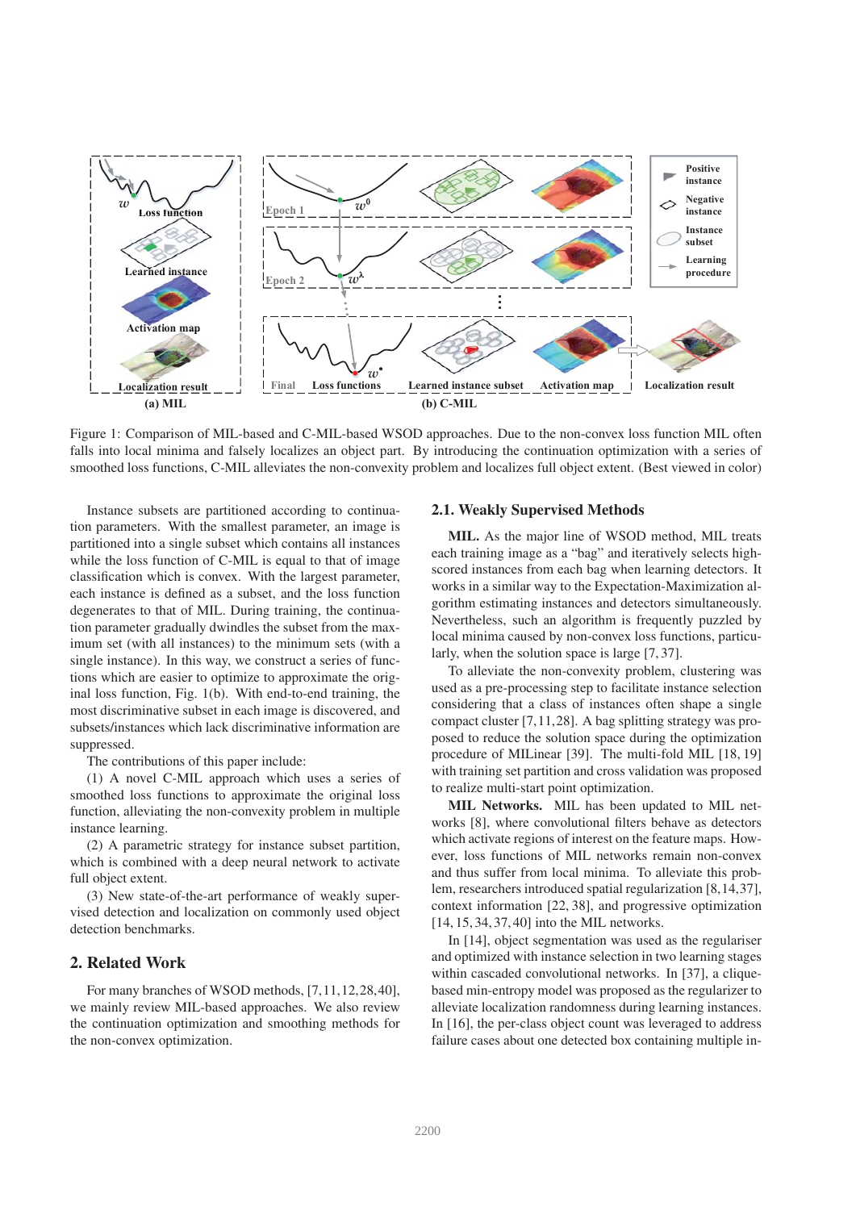Figure 1: Comparison of MIL-based and C-MIL-based WSOD approaches. Due to the non-convex loss function MIL often falls into local minima and falsely localizes an object part. By introducing the continuation optimization with a series of smoothed loss functions, C-MIL alleviates the non-convexity problem and localizes full object extent. (Best viewed in color)

Instance subsets are partitioned according to continuation parameters. With the smallest parameter, an image is partitioned into a single subset which contains all instances while the loss function of C-MIL is equal to that of image classification which is convex. With the largest parameter, each instance is defined as a subset, and the loss function degenerates to that of MIL. During training, the continuation parameter gradually dwindles the subset from the maximum set (with all instances) to the minimum sets (with a single instance). In this way, we construct a series of functions which are easier to optimize to approximate the original loss function, Fig. 1(b). With end-to-end training, the most discriminative subset in each image is discovered, and subsets/instances which lack discriminative information are suppressed.

The contributions of this paper include:

(1) A novel C-MIL approach which uses a series of smoothed loss functions to approximate the original loss function, alleviating the non-convexity problem in multiple instance learning.

(2) A parametric strategy for instance subset partition, which is combined with a deep neural network to activate full object extent.

(3) New state-of-the-art performance of weakly supervised detection and localization on commonly used object detection benchmarks.

## 2. Related Work

For many branches of WSOD methods, [7,11,12,28,40], we mainly review MIL-based approaches. We also review the continuation optimization and smoothing methods for the non-convex optimization.

### 2.1. Weakly Supervised Methods

**MIL.** As the major line of WSOD method, MIL treats each training image as a "bag" and iteratively selects high-scored instances from each bag when learning detectors. It works in a similar way to the Expectation-Maximization algorithm estimating instances and detectors simultaneously. Nevertheless, such an algorithm is frequently puzzled by local minima caused by non-convex loss functions, particularly, when the solution space is large [7, 37].

To alleviate the non-convexity problem, clustering was used as a pre-processing step to facilitate instance selection considering that a class of instances often shape a single compact cluster [7,11,28]. A bag splitting strategy was proposed to reduce the solution space during the optimization procedure of MILinear [39]. The multi-fold MIL [18, 19] with training set partition and cross validation was proposed to realize multi-start point optimization.

**MIL Networks.** MIL has been updated to MIL networks [8], where convolutional filters behave as detectors which activate regions of interest on the feature maps. However, loss functions of MIL networks remain non-convex and thus suffer from local minima. To alleviate this problem, researchers introduced spatial regularization [8,14,37], context information [22, 38], and progressive optimization [14, 15, 34, 37, 40] into the MIL networks.

In [14], object segmentation was used as the regulariser and optimized with instance selection in two learning stages within cascaded convolutional networks. In [37], a clique-based min-entropy model was proposed as the regularizer to alleviate localization randomness during learning instances. In [16], the per-class object count was leveraged to address failure cases about one detected box containing multiple in-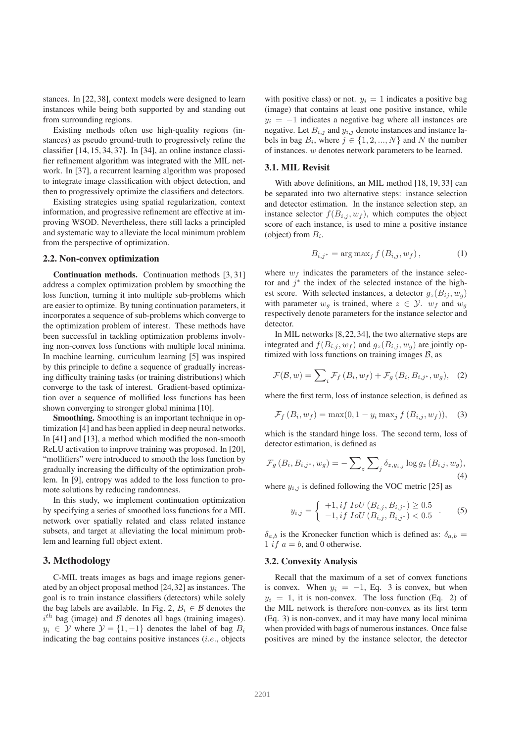stances. In [22, 38], context models were designed to learn instances while being both supported by and standing out from surrounding regions.

Existing methods often use high-quality regions (instances) as pseudo ground-truth to progressively refine the classifier [14, 15, 34, 37]. In [34], an online instance classifier refinement algorithm was integrated with the MIL network. In [37], a recurrent learning algorithm was proposed to integrate image classification with object detection, and then to progressively optimize the classifiers and detectors.

Existing strategies using spatial regularization, context information, and progressive refinement are effective at improving WSOD. Nevertheless, there still lacks a principled and systematic way to alleviate the local minimum problem from the perspective of optimization.

### 2.2. Non-convex optimization

**Continuation methods.** Continuation methods [3, 31] address a complex optimization problem by smoothing the loss function, turning it into multiple sub-problems which are easier to optimize. By tuning continuation parameters, it incorporates a sequence of sub-problems which converge to the optimization problem of interest. These methods have been successful in tackling optimization problems involving non-convex loss functions with multiple local minima. In machine learning, curriculum learning [5] was inspired by this principle to define a sequence of gradually increasing difficulty training tasks (or training distributions) which converge to the task of interest. Gradient-based optimization over a sequence of mollified loss functions has been shown converging to stronger global minima [10].

**Smoothing.** Smoothing is an important technique in optimization [4] and has been applied in deep neural networks. In [41] and [13], a method which modified the non-smooth ReLU activation to improve training was proposed. In [20], "mollifiers" were introduced to smooth the loss function by gradually increasing the difficulty of the optimization problem. In [9], entropy was added to the loss function to promote solutions by reducing randomness.

In this study, we implement continuation optimization by specifying a series of smoothed loss functions for a MIL network over spatially related and class related instance subsets, and target at alleviating the local minimum problem and learning full object extent.

## 3. Methodology

C-MIL treats images as bags and image regions generated by an object proposal method [24, 32] as instances. The goal is to train instance classifiers (detectors) while solely the bag labels are available. In Fig. 2, $B_i \in \mathcal{B}$ denotes the $i^{th}$ bag (image) and $\mathcal{B}$ denotes all bags (training images). $y_i \in \mathcal{Y}$ where $\mathcal{Y} = \{1, -1\}$ denotes the label of bag $B_i$ indicating the bag contains positive instances (*i.e.*, objects with positive class) or not. $y_i = 1$ indicates a positive bag (image) that contains at least one positive instance, while $y_i = -1$ indicates a negative bag where all instances are negative. Let $B_{i,j}$ and $y_{i,j}$ denote instances and instance labels in bag $B_i$, where $j \in \{1, 2, ..., N\}$ and $N$ the number of instances. $w$ denotes network parameters to be learned.

### 3.1. MIL Revisit

With above definitions, an MIL method [18, 19, 33] can be separated into two alternative steps: instance selection and detector estimation. In the instance selection step, an instance selector $f(B_{i,j}, w_f)$, which computes the object score of each instance, is used to mine a positive instance (object) from $B_i$.

$$B_{i,j^*} = \arg\max_j f\left(B_{i,j}, w_f\right), \tag{1}$$

where $w_f$ indicates the parameters of the instance selector and $j^*$ the index of the selected instance of the highest score. With selected instances, a detector $g_z(B_{ij}, w_g)$ with parameter $w_g$ is trained, where $z \in \mathcal{Y}$. $w_f$ and $w_g$ respectively denote parameters for the instance selector and detector.

In MIL networks [8, 22, 34], the two alternative steps are integrated and $f(B_{i,j}, w_f)$ and $g_z(B_{i,j}, w_g)$ are jointly optimized with loss functions on training images $\mathcal{B}$, as

$$\mathcal{F}(\mathcal{B}, w) = \sum\nolimits_i \mathcal{F}_f\left(B_i, w_f\right) + \mathcal{F}_g\left(B_i, B_{i,j^*}, w_g\right), \tag{2}$$

where the first term, loss of instance selection, is defined as

$$\mathcal{F}_f\left(B_i, w_f\right) = \max(0, 1 - y_i \max_j f\left(B_{i,j}, w_f\right)), \tag{3}$$

which is the standard hinge loss. The second term, loss of detector estimation, is defined as

$$\mathcal{F}_g\left(B_i, B_{i,j^*}, w_g\right) = -\sum\nolimits_z \sum\nolimits_j \delta_{z,y_{i,j}} \log g_z\left(B_{i,j}, w_g\right), \tag{4}$$

where $y_{i,j}$ is defined following the VOC metric [25] as

$$y_{i,j} = \begin{cases} +1, if\ IoU\left(B_{i,j}, B_{i,j^*}\right) \geq 0.5 \\ -1, if\ IoU\left(B_{i,j}, B_{i,j^*}\right) < 0.5 \end{cases}. \tag{5}$$

$\delta_{a,b}$ is the Kronecker function which is defined as: $\delta_{a,b} = 1\ if\ a = b$, and 0 otherwise.

### 3.2. Convexity Analysis

Recall that the maximum of a set of convex functions is convex. When $y_i = -1$, Eq. 3 is convex, but when $y_i = 1$, it is non-convex. The loss function (Eq. 2) of the MIL network is therefore non-convex as its first term (Eq. 3) is non-convex, and it may have many local minima when provided with bags of numerous instances. Once false positives are mined by the instance selector, the detector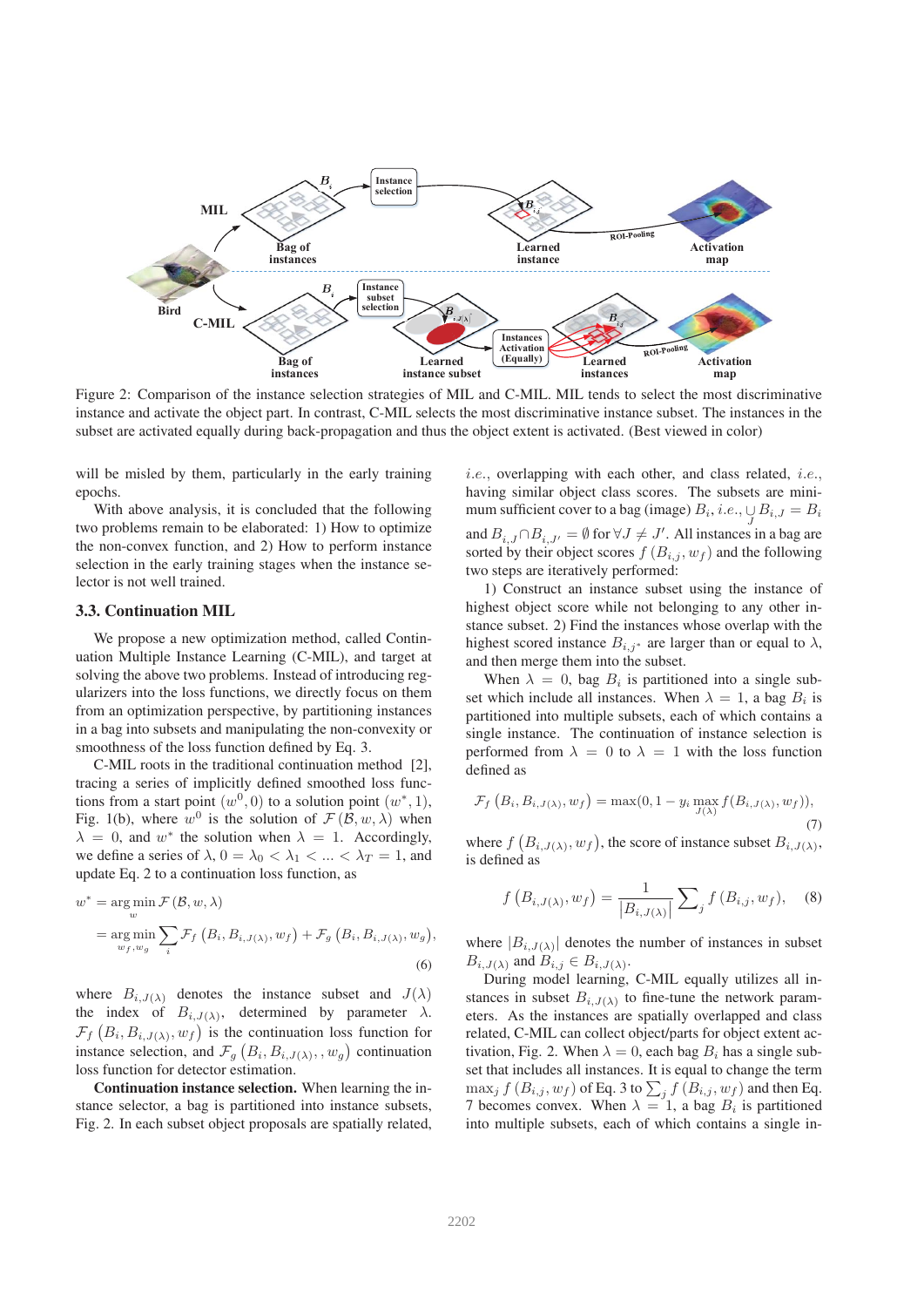Figure 2: Comparison of the instance selection strategies of MIL and C-MIL. MIL tends to select the most discriminative instance and activate the object part. In contrast, C-MIL selects the most discriminative instance subset. The instances in the subset are activated equally during back-propagation and thus the object extent is activated. (Best viewed in color)

will be misled by them, particularly in the early training epochs.

With above analysis, it is concluded that the following two problems remain to be elaborated: 1) How to optimize the non-convex function, and 2) How to perform instance selection in the early training stages when the instance selector is not well trained.

### 3.3. Continuation MIL

We propose a new optimization method, called Continuation Multiple Instance Learning (C-MIL), and target at solving the above two problems. Instead of introducing regularizers into the loss functions, we directly focus on them from an optimization perspective, by partitioning instances in a bag into subsets and manipulating the non-convexity or smoothness of the loss function defined by Eq. 3.

C-MIL roots in the traditional continuation method [2], tracing a series of implicitly defined smoothed loss functions from a start point $(w^0, 0)$ to a solution point $(w^*, 1)$, Fig. 1(b), where $w^0$ is the solution of $\mathcal{F}(\mathcal{B}, w, \lambda)$ when $\lambda = 0$, and $w^*$ the solution when $\lambda = 1$. Accordingly, we define a series of $\lambda$, $0 = \lambda_0 < \lambda_1 < ... < \lambda_T = 1$, and update Eq. 2 to a continuation loss function, as

$$
\begin{aligned}
w^* &= \arg\min_{w} \mathcal{F}(\mathcal{B}, w, \lambda) \\
&= \arg\min_{w_f, w_g} \sum_i \mathcal{F}_f\left(B_i, B_{i,J(\lambda)}, w_f\right) + \mathcal{F}_g\left(B_i, B_{i,J(\lambda)}, w_g\right),
\end{aligned} \tag{6}
$$

where $B_{i,J(\lambda)}$ denotes the instance subset and $J(\lambda)$ the index of $B_{i,J(\lambda)}$, determined by parameter $\lambda$. $\mathcal{F}_f\left(B_i, B_{i,J(\lambda)}, w_f\right)$ is the continuation loss function for instance selection, and $\mathcal{F}_g\left(B_i, B_{i,J(\lambda)}, , w_g\right)$ continuation loss function for detector estimation.

**Continuation instance selection.** When learning the instance selector, a bag is partitioned into instance subsets, Fig. 2. In each subset object proposals are spatially related, *i.e.*, overlapping with each other, and class related, *i.e.*, having similar object class scores. The subsets are minimum sufficient cover to a bag (image) $B_i$, *i.e.*, $\bigcup_J B_{i,J} = B_i$ and $B_{i,J} \cap B_{i,J'} = \emptyset$ for $\forall J \neq J'$. All instances in a bag are sorted by their object scores $f(B_{i,j}, w_f)$ and the following two steps are iteratively performed:

1) Construct an instance subset using the instance of highest object score while not belonging to any other instance subset. 2) Find the instances whose overlap with the highest scored instance $B_{i,j^*}$ are larger than or equal to $\lambda$, and then merge them into the subset.

When $\lambda = 0$, bag $B_i$ is partitioned into a single subset which include all instances. When $\lambda = 1$, a bag $B_i$ is partitioned into multiple subsets, each of which contains a single instance. The continuation of instance selection is performed from $\lambda = 0$ to $\lambda = 1$ with the loss function defined as

$$
\mathcal{F}_f\left(B_i, B_{i,J(\lambda)}, w_f\right) = \max(0, 1 - y_i \max_{J(\lambda)} f(B_{i,J(\lambda)}, w_f)), \tag{7}
$$

where $f\left(B_{i,J(\lambda)}, w_f\right)$, the score of instance subset $B_{i,J(\lambda)}$, is defined as

$$
f\left(B_{i,J(\lambda)}, w_f\right) = \frac{1}{\left|B_{i,J(\lambda)}\right|} \sum_j f\left(B_{i,j}, w_f\right), \tag{8}
$$

where $|B_{i,J(\lambda)}|$ denotes the number of instances in subset $B_{i,J(\lambda)}$ and $B_{i,j} \in B_{i,J(\lambda)}$.

During model learning, C-MIL equally utilizes all instances in subset $B_{i,J(\lambda)}$ to fine-tune the network parameters. As the instances are spatially overlapped and class related, C-MIL can collect object/parts for object extent activation, Fig. 2. When $\lambda = 0$, each bag $B_i$ has a single subset that includes all instances. It is equal to change the term $\max_j f(B_{i,j}, w_f)$ of Eq. 3 to $\sum_j f(B_{i,j}, w_f)$ and then Eq. 7 becomes convex. When $\lambda = 1$, a bag $B_i$ is partitioned into multiple subsets, each of which contains a single in-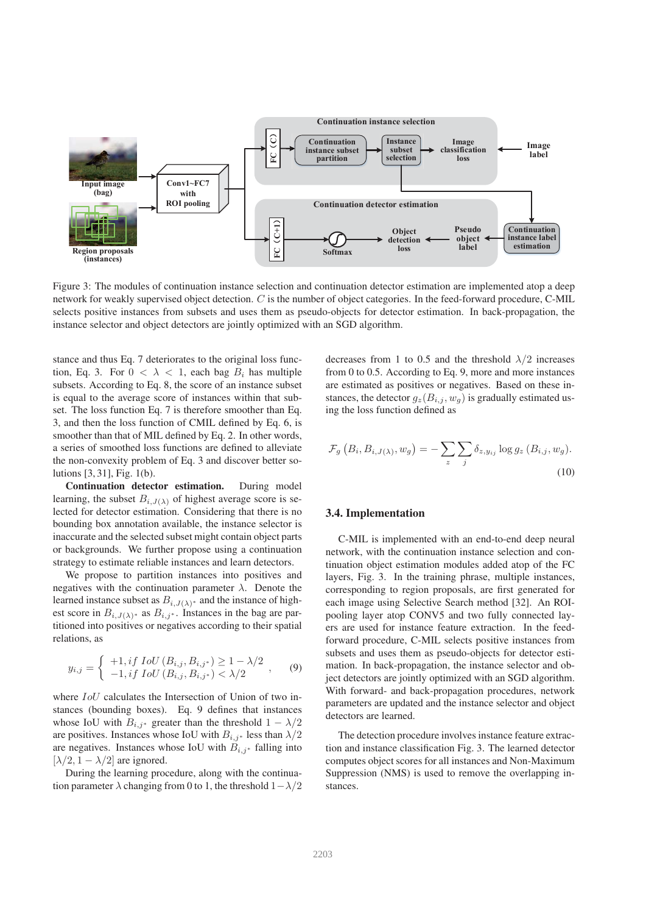Figure 3: The modules of continuation instance selection and continuation detector estimation are implemented atop a deep network for weakly supervised object detection. $C$ is the number of object categories. In the feed-forward procedure, C-MIL selects positive instances from subsets and uses them as pseudo-objects for detector estimation. In back-propagation, the instance selector and object detectors are jointly optimized with an SGD algorithm.

stance and thus Eq. 7 deteriorates to the original loss function, Eq. 3. For $0 < \lambda < 1$, each bag $B_i$ has multiple subsets. According to Eq. 8, the score of an instance subset is equal to the average score of instances within that subset. The loss function Eq. 7 is therefore smoother than Eq. 3, and then the loss function of CMIL defined by Eq. 6, is smoother than that of MIL defined by Eq. 2. In other words, a series of smoothed loss functions are defined to alleviate the non-convexity problem of Eq. 3 and discover better solutions [3, 31], Fig. 1(b).

**Continuation detector estimation.** During model learning, the subset $B_{i,J(\lambda)}$ of highest average score is selected for detector estimation. Considering that there is no bounding box annotation available, the instance selector is inaccurate and the selected subset might contain object parts or backgrounds. We further propose using a continuation strategy to estimate reliable instances and learn detectors.

We propose to partition instances into positives and negatives with the continuation parameter $\lambda$. Denote the learned instance subset as $B_{i,J(\lambda)^*}$ and the instance of highest score in $B_{i,J(\lambda)^*}$ as $B_{i,j^*}$. Instances in the bag are partitioned into positives or negatives according to their spatial relations, as

$$y_{i,j} = \begin{cases} +1, if\ IoU\left(B_{i,j}, B_{i,j^*}\right) \geq 1 - \lambda/2 \\ -1, if\ IoU\left(B_{i,j}, B_{i,j^*}\right) < \lambda/2 \end{cases}, \tag{9}$$

where $IoU$ calculates the Intersection of Union of two instances (bounding boxes). Eq. 9 defines that instances whose IoU with $B_{i,j^*}$ greater than the threshold $1 - \lambda/2$ are positives. Instances whose IoU with $B_{i,j^*}$ less than $\lambda/2$ are negatives. Instances whose IoU with $B_{i,j^*}$ falling into $[\lambda/2, 1 - \lambda/2]$ are ignored.

During the learning procedure, along with the continuation parameter $\lambda$ changing from 0 to 1, the threshold $1-\lambda/2$ decreases from 1 to 0.5 and the threshold $\lambda/2$ increases from 0 to 0.5. According to Eq. 9, more and more instances are estimated as positives or negatives. Based on these instances, the detector $g_z(B_{i,j}, w_g)$ is gradually estimated using the loss function defined as

$$\mathcal{F}_g\left(B_i, B_{i,J(\lambda)}, w_g\right) = -\sum_z \sum_j \delta_{z,y_{ij}} \log g_z\left(B_{i,j}, w_g\right). \tag{10}$$

### 3.4. Implementation

C-MIL is implemented with an end-to-end deep neural network, with the continuation instance selection and continuation object estimation modules added atop of the FC layers, Fig. 3. In the training phrase, multiple instances, corresponding to region proposals, are first generated for each image using Selective Search method [32]. An ROI-pooling layer atop CONV5 and two fully connected layers are used for instance feature extraction. In the feed-forward procedure, C-MIL selects positive instances from subsets and uses them as pseudo-objects for detector estimation. In back-propagation, the instance selector and object detectors are jointly optimized with an SGD algorithm. With forward- and back-propagation procedures, network parameters are updated and the instance selector and object detectors are learned.

The detection procedure involves instance feature extraction and instance classification Fig. 3. The learned detector computes object scores for all instances and Non-Maximum Suppression (NMS) is used to remove the overlapping instances.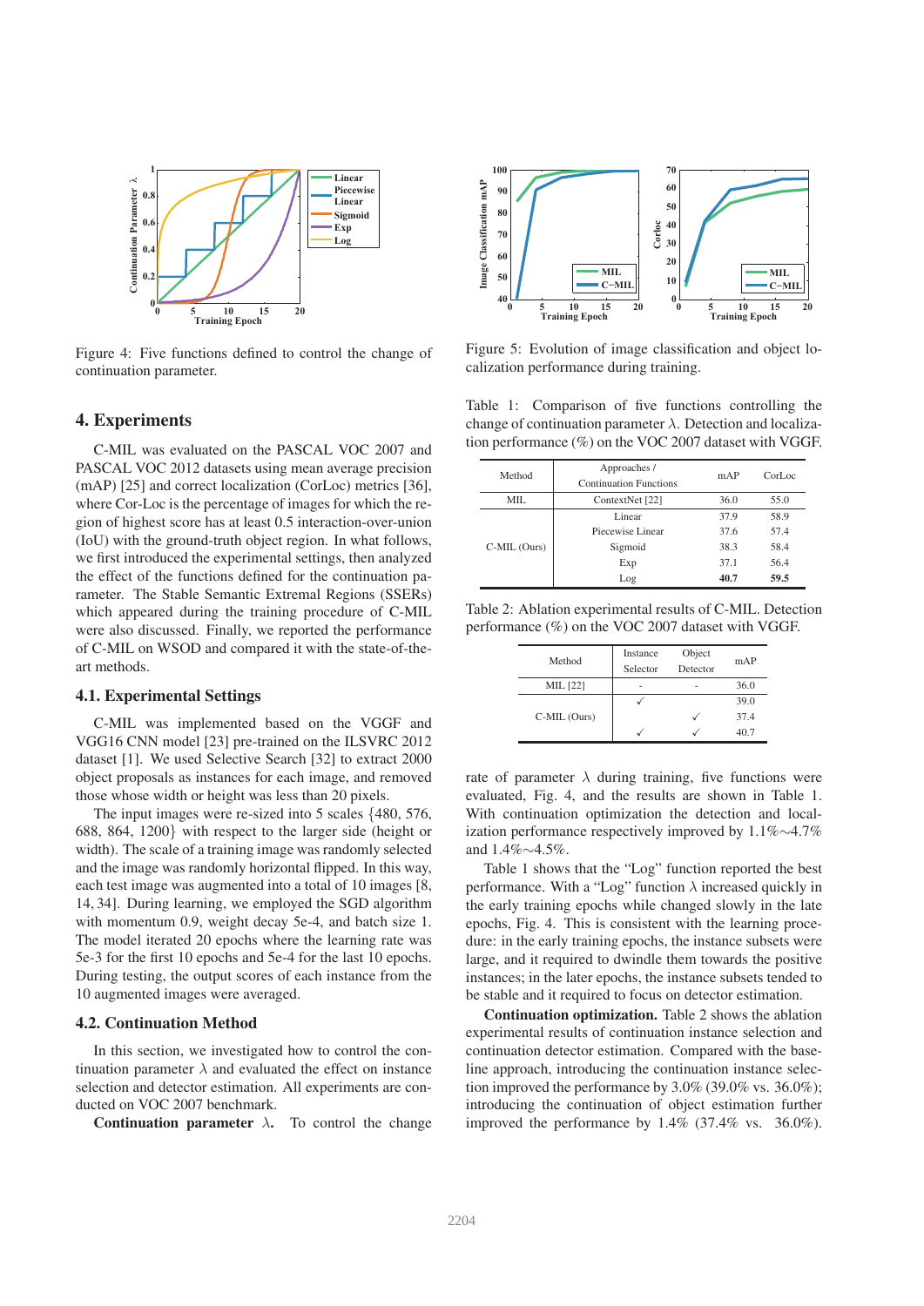Figure 4: Five functions defined to control the change of continuation parameter.

Figure 5: Evolution of image classification and object localization performance during training.

Table 1: Comparison of five functions controlling the change of continuation parameter $\lambda$. Detection and localization performance (%) on the VOC 2007 dataset with VGGF.

| Method | Approaches / Continuation Functions | mAP | CorLoc |
|---|---|---|---|
| MIL | ContextNet [22] | 36.0 | 55.0 |
| C-MIL (Ours) | Linear | 37.9 | 58.9 |
| | Piecewise Linear | 37.6 | 57.4 |
| | Sigmoid | 38.3 | 58.4 |
| | Exp | 37.1 | 56.4 |
| | Log | **40.7** | **59.5** |

Table 2: Ablation experimental results of C-MIL. Detection performance (%) on the VOC 2007 dataset with VGGF.

| Method | Instance Selector | Object Detector | mAP |
|---|---|---|---|
| MIL [22] | - | - | 36.0 |
| C-MIL (Ours) | ✓ | | 39.0 |
| | | ✓ | 37.4 |
| | ✓ | ✓ | 40.7 |

## 4. Experiments

C-MIL was evaluated on the PASCAL VOC 2007 and PASCAL VOC 2012 datasets using mean average precision (mAP) [25] and correct localization (CorLoc) metrics [36], where Cor-Loc is the percentage of images for which the region of highest score has at least 0.5 interaction-over-union (IoU) with the ground-truth object region. In what follows, we first introduced the experimental settings, then analyzed the effect of the functions defined for the continuation parameter. The Stable Semantic Extremal Regions (SSERs) which appeared during the training procedure of C-MIL were also discussed. Finally, we reported the performance of C-MIL on WSOD and compared it with the state-of-the-art methods.

### 4.1. Experimental Settings

C-MIL was implemented based on the VGGF and VGG16 CNN model [23] pre-trained on the ILSVRC 2012 dataset [1]. We used Selective Search [32] to extract 2000 object proposals as instances for each image, and removed those whose width or height was less than 20 pixels.

The input images were re-sized into 5 scales {480, 576, 688, 864, 1200} with respect to the larger side (height or width). The scale of a training image was randomly selected and the image was randomly horizontal flipped. In this way, each test image was augmented into a total of 10 images [8, 14, 34]. During learning, we employed the SGD algorithm with momentum 0.9, weight decay 5e-4, and batch size 1. The model iterated 20 epochs where the learning rate was 5e-3 for the first 10 epochs and 5e-4 for the last 10 epochs. During testing, the output scores of each instance from the 10 augmented images were averaged.

### 4.2. Continuation Method

In this section, we investigated how to control the continuation parameter $\lambda$ and evaluated the effect on instance selection and detector estimation. All experiments are conducted on VOC 2007 benchmark.

**Continuation parameter $\lambda$.** To control the change rate of parameter $\lambda$ during training, five functions were evaluated, Fig. 4, and the results are shown in Table 1. With continuation optimization the detection and localization performance respectively improved by 1.1%$\sim$4.7% and 1.4%$\sim$4.5%.

Table 1 shows that the "Log" function reported the best performance. With a "Log" function $\lambda$ increased quickly in the early training epochs while changed slowly in the late epochs, Fig. 4. This is consistent with the learning procedure: in the early training epochs, the instance subsets were large, and it required to dwindle them towards the positive instances; in the later epochs, the instance subsets tended to be stable and it required to focus on detector estimation.

**Continuation optimization.** Table 2 shows the ablation experimental results of continuation instance selection and continuation detector estimation. Compared with the baseline approach, introducing the continuation instance selection improved the performance by 3.0% (39.0% vs. 36.0%); introducing the continuation of object estimation further improved the performance by 1.4% (37.4% vs. 36.0%).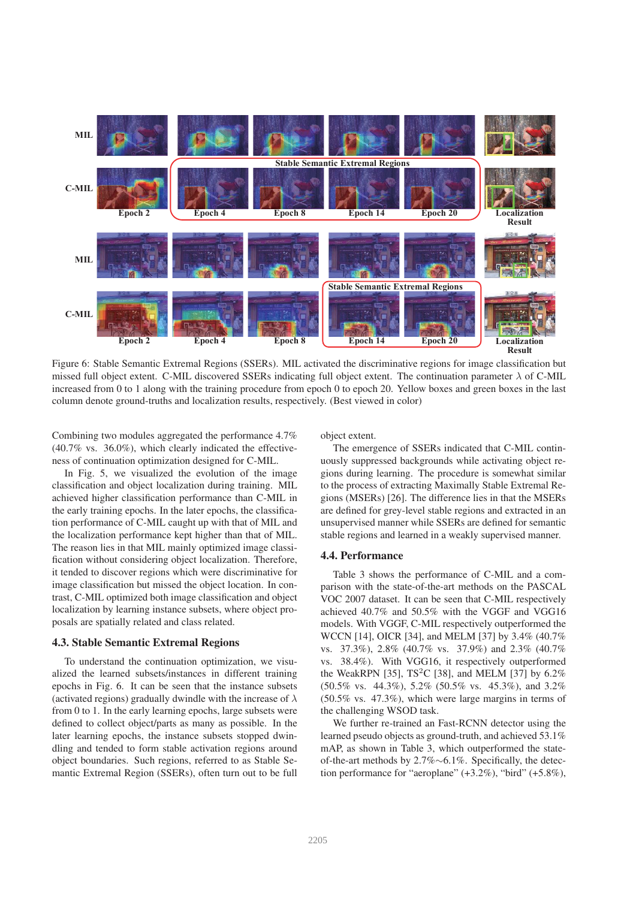Figure 6: Stable Semantic Extremal Regions (SSERs). MIL activated the discriminative regions for image classification but missed full object extent. C-MIL discovered SSERs indicating full object extent. The continuation parameter $\lambda$ of C-MIL increased from 0 to 1 along with the training procedure from epoch 0 to epoch 20. Yellow boxes and green boxes in the last column denote ground-truths and localization results, respectively. (Best viewed in color)

Combining two modules aggregated the performance 4.7% (40.7% vs. 36.0%), which clearly indicated the effectiveness of continuation optimization designed for C-MIL.

In Fig. 5, we visualized the evolution of the image classification and object localization during training. MIL achieved higher classification performance than C-MIL in the early training epochs. In the later epochs, the classification performance of C-MIL caught up with that of MIL and the localization performance kept higher than that of MIL. The reason lies in that MIL mainly optimized image classification without considering object localization. Therefore, it tended to discover regions which were discriminative for image classification but missed the object location. In contrast, C-MIL optimized both image classification and object localization by learning instance subsets, where object proposals are spatially related and class related.

### 4.3. Stable Semantic Extremal Regions

To understand the continuation optimization, we visualized the learned subsets/instances in different training epochs in Fig. 6. It can be seen that the instance subsets (activated regions) gradually dwindle with the increase of $\lambda$ from 0 to 1. In the early learning epochs, large subsets were defined to collect object/parts as many as possible. In the later learning epochs, the instance subsets stopped dwindling and tended to form stable activation regions around object boundaries. Such regions, referred to as Stable Semantic Extremal Region (SSERs), often turn out to be full object extent.

The emergence of SSERs indicated that C-MIL continuously suppressed backgrounds while activating object regions during learning. The procedure is somewhat similar to the process of extracting Maximally Stable Extremal Regions (MSERs) [26]. The difference lies in that the MSERs are defined for grey-level stable regions and extracted in an unsupervised manner while SSERs are defined for semantic stable regions and learned in a weakly supervised manner.

### 4.4. Performance

Table 3 shows the performance of C-MIL and a comparison with the state-of-the-art methods on the PASCAL VOC 2007 dataset. It can be seen that C-MIL respectively achieved 40.7% and 50.5% with the VGGF and VGG16 models. With VGGF, C-MIL respectively outperformed the WCCN [14], OICR [34], and MELM [37] by 3.4% (40.7% vs. 37.3%), 2.8% (40.7% vs. 37.9%) and 2.3% (40.7% vs. 38.4%). With VGG16, it respectively outperformed the WeakRPN [35], TS$^2$C [38], and MELM [37] by 6.2% (50.5% vs. 44.3%), 5.2% (50.5% vs. 45.3%), and 3.2% (50.5% vs. 47.3%), which were large margins in terms of the challenging WSOD task.

We further re-trained an Fast-RCNN detector using the learned pseudo objects as ground-truth, and achieved 53.1% mAP, as shown in Table 3, which outperformed the state-of-the-art methods by 2.7%∼6.1%. Specifically, the detection performance for "aeroplane" (+3.2%), "bird" (+5.8%),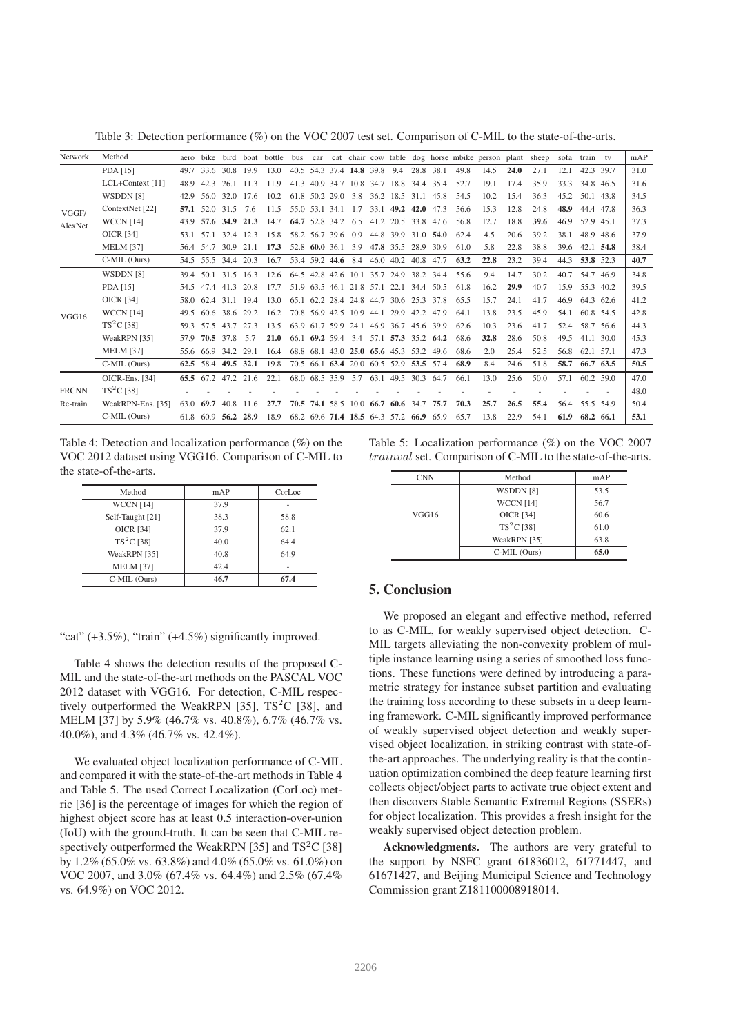Table 3: Detection performance (%) on the VOC 2007 test set. Comparison of C-MIL to the state-of-the-arts.

| Network | Method | aero | bike | bird | boat | bottle | bus | car | cat | chair | cow | table | dog | horse | mbike | person | plant | sheep | sofa | train | tv | mAP |
|---|---|---|---|---|---|---|---|---|---|---|---|---|---|---|---|---|---|---|---|---|---|---|
| VGGF/ AlexNet | PDA [15] | 49.7 | 33.6 | 30.8 | 19.9 | 13.0 | 40.5 | 54.3 | 37.4 | **14.8** | 39.8 | 9.4 | 28.8 | 38.1 | 49.8 | 14.5 | **24.0** | 27.1 | 12.1 | 42.3 | 39.7 | 31.0 |
| | LCL+Context [11] | 48.9 | 42.3 | 26.1 | 11.3 | 11.9 | 41.3 | 40.9 | 34.7 | 10.8 | 34.7 | 18.8 | 34.4 | 35.4 | 52.7 | 19.1 | 17.4 | 35.9 | 33.3 | 34.8 | 46.5 | 31.6 |
| | WSDDN [8] | 42.9 | 56.0 | 32.0 | 17.6 | 10.2 | 61.8 | 50.2 | 29.0 | 3.8 | 36.2 | 18.5 | 31.1 | 45.8 | 54.5 | 10.2 | 15.4 | 36.3 | 45.2 | 50.1 | 43.8 | 34.5 |
| | ContextNet [22] | **57.1** | 52.0 | 31.5 | 7.6 | 11.5 | 55.0 | 53.1 | 34.1 | 1.7 | 33.1 | **49.2** | **42.0** | 47.3 | 56.6 | 15.3 | 12.8 | 24.8 | **48.9** | 44.4 | 47.8 | 36.3 |
| | WCCN [14] | 43.9 | **57.6** | **34.9** | **21.3** | 14.7 | **64.7** | 52.8 | 34.2 | 6.5 | 41.2 | 20.5 | 33.8 | 47.6 | 56.8 | 12.7 | 18.8 | **39.6** | 46.9 | 52.9 | 45.1 | 37.3 |
| | OICR [34] | 53.1 | 57.1 | 32.4 | 12.3 | 15.8 | 58.2 | 56.7 | 39.6 | 0.9 | 44.8 | 39.9 | 31.0 | **54.0** | 62.4 | 4.5 | 20.6 | 39.2 | 38.1 | 48.9 | 48.6 | 37.9 |
| | MELM [37] | 56.4 | 54.7 | 30.9 | 21.1 | **17.3** | 52.8 | **60.0** | 36.1 | 3.9 | **47.8** | 35.5 | 28.9 | 30.9 | 61.0 | 5.8 | 22.8 | 38.8 | 39.6 | 42.1 | **54.8** | 38.4 |
| | C-MIL (Ours) | 54.5 | 55.5 | 34.4 | 20.3 | 16.7 | 53.4 | 59.2 | **44.6** | 8.4 | 46.0 | 40.2 | 40.8 | 47.7 | **63.2** | **22.8** | 23.2 | 39.4 | 44.3 | **53.8** | 52.3 | **40.7** |
| VGG16 | WSDDN [8] | 39.4 | 50.1 | 31.5 | 16.3 | 12.6 | 64.5 | 42.8 | 42.6 | 10.1 | 35.7 | 24.9 | 38.2 | 34.4 | 55.6 | 9.4 | 14.7 | 30.2 | 40.7 | 54.7 | 46.9 | 34.8 |
| | PDA [15] | 54.5 | 47.4 | 41.3 | 20.8 | 17.7 | 51.9 | 63.5 | 46.1 | 21.8 | 57.1 | 22.1 | 34.4 | 50.5 | 61.8 | 16.2 | **29.9** | 40.7 | 15.9 | 55.3 | 40.2 | 39.5 |
| | OICR [34] | 58.0 | 62.4 | 31.1 | 19.4 | 13.0 | 65.1 | 62.2 | 28.4 | 24.8 | 44.7 | 30.6 | 25.3 | 37.8 | 65.5 | 15.7 | 24.1 | 41.7 | 46.9 | 64.3 | 62.6 | 41.2 |
| | WCCN [14] | 49.5 | 60.6 | 38.6 | 29.2 | 16.2 | 70.8 | 56.9 | 42.5 | 10.9 | 44.1 | 29.9 | 42.2 | 47.9 | 64.1 | 13.8 | 23.5 | 45.9 | 54.1 | 60.8 | 54.5 | 42.8 |
| | $TS^2C$ [38] | 59.3 | 57.5 | 43.7 | 27.3 | 13.5 | 63.9 | 61.7 | 59.9 | 24.1 | 46.9 | 36.7 | 45.6 | 39.9 | 62.6 | 10.3 | 23.6 | 41.7 | 52.4 | 58.7 | 56.6 | 44.3 |
| | WeakRPN [35] | 57.9 | **70.5** | 37.8 | 5.7 | **21.0** | 66.1 | **69.2** | 59.4 | 3.4 | 57.1 | **57.3** | 35.2 | **64.2** | 68.6 | **32.8** | 28.6 | 50.8 | 49.5 | 41.1 | 30.0 | 45.3 |
| | MELM [37] | 55.6 | 66.9 | 34.2 | 29.1 | 16.4 | 68.8 | 68.1 | 43.0 | **25.0** | **65.6** | 45.3 | 53.2 | 49.6 | 68.6 | 2.0 | 25.4 | 52.5 | 56.8 | 62.1 | 57.1 | 47.3 |
| | C-MIL (Ours) | **62.5** | 58.4 | **49.5** | **32.1** | 19.8 | 70.5 | 66.1 | **63.4** | 20.0 | 60.5 | 52.9 | **53.5** | 57.4 | **68.9** | 8.4 | 24.6 | 51.8 | **58.7** | **66.7** | **63.5** | **50.5** |
| FRCNN Re-train | OICR-Ens. [34] | **65.5** | 67.2 | 47.2 | 21.6 | 22.1 | 68.0 | 68.5 | 35.9 | 5.7 | 63.1 | 49.5 | 30.3 | 64.7 | 66.1 | 13.0 | 25.6 | 50.0 | 57.1 | 60.2 | 59.0 | 47.0 |
| | $TS^2C$ [38] | - | - | - | - | - | - | - | - | - | - | - | - | - | - | - | - | - | - | - | - | 48.0 |
| | WeakRPN-Ens. [35] | 63.0 | **69.7** | 40.8 | 11.6 | **27.7** | **70.5** | **74.1** | 58.5 | 10.0 | **66.7** | **60.6** | 34.7 | **75.7** | **70.3** | **25.7** | **26.5** | **55.4** | 56.4 | 55.5 | 54.9 | 50.4 |
| | C-MIL (Ours) | 61.8 | 60.9 | **56.2** | **28.9** | 18.9 | 68.2 | 69.6 | **71.4** | **18.5** | 64.3 | 57.2 | **66.9** | 65.9 | 65.7 | 13.8 | 22.9 | 54.1 | **61.9** | **68.2** | **66.1** | **53.1** |

Table 4: Detection and localization performance (%) on the VOC 2012 dataset using VGG16. Comparison of C-MIL to the state-of-the-arts.

| Method | mAP | CorLoc |
|---|---|---|
| WCCN [14] | 37.9 | - |
| Self-Taught [21] | 38.3 | 58.8 |
| OICR [34] | 37.9 | 62.1 |
| $TS^2C$ [38] | 40.0 | 64.4 |
| WeakRPN [35] | 40.8 | 64.9 |
| MELM [37] | 42.4 | - |
| C-MIL (Ours) | **46.7** | **67.4** |

"cat" (+3.5%), "train" (+4.5%) significantly improved.

Table 4 shows the detection results of the proposed C-MIL and the state-of-the-art methods on the PASCAL VOC 2012 dataset with VGG16. For detection, C-MIL respectively outperformed the WeakRPN [35], $TS^2C$ [38], and MELM [37] by 5.9% (46.7% vs. 40.8%), 6.7% (46.7% vs. 40.0%), and 4.3% (46.7% vs. 42.4%).

We evaluated object localization performance of C-MIL and compared it with the state-of-the-art methods in Table 4 and Table 5. The used Correct Localization (CorLoc) metric [36] is the percentage of images for which the region of highest object score has at least 0.5 interaction-over-union (IoU) with the ground-truth. It can be seen that C-MIL respectively outperformed the WeakRPN [35] and $TS^2C$ [38] by 1.2% (65.0% vs. 63.8%) and 4.0% (65.0% vs. 61.0%) on VOC 2007, and 3.0% (67.4% vs. 64.4%) and 2.5% (67.4% vs. 64.9%) on VOC 2012.

Table 5: Localization performance (%) on the VOC 2007 *trainval* set. Comparison of C-MIL to the state-of-the-arts.

| CNN | Method | mAP |
|---|---|---|
| VGG16 | WSDDN [8] | 53.5 |
| | WCCN [14] | 56.7 |
| | OICR [34] | 60.6 |
| | $TS^2C$ [38] | 61.0 |
| | WeakRPN [35] | 63.8 |
| | C-MIL (Ours) | **65.0** |

## 5. Conclusion

We proposed an elegant and effective method, referred to as C-MIL, for weakly supervised object detection. C-MIL targets alleviating the non-convexity problem of multiple instance learning using a series of smoothed loss functions. These functions were defined by introducing a parametric strategy for instance subset partition and evaluating the training loss according to these subsets in a deep learning framework. C-MIL significantly improved performance of weakly supervised object detection and weakly supervised object localization, in striking contrast with state-of-the-art approaches. The underlying reality is that the continuation optimization combined the deep feature learning first collects object/object parts to activate true object extent and then discovers Stable Semantic Extremal Regions (SSERs) for object localization. This provides a fresh insight for the weakly supervised object detection problem.

**Acknowledgments.** The authors are very grateful to the support by NSFC grant 61836012, 61771447, and 61671427, and Beijing Municipal Science and Technology Commission grant Z181100008918014.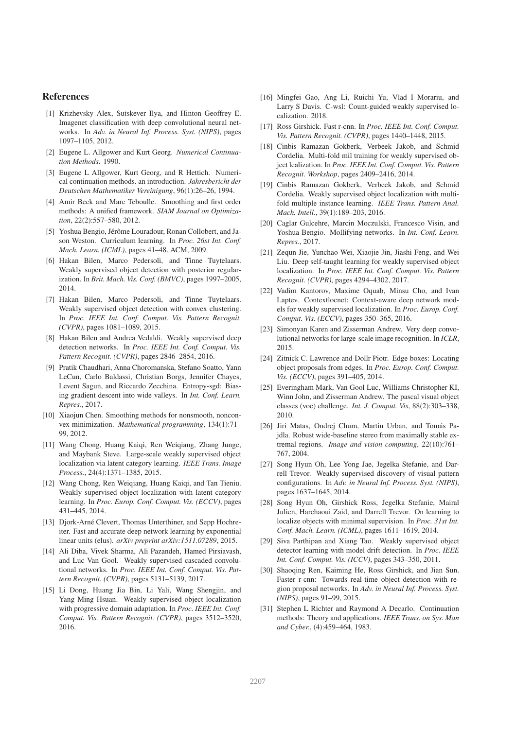## References

[1] Krizhevsky Alex, Sutskever Ilya, and Hinton Geoffrey E. Imagenet classification with deep convolutional neural networks. In *Adv. in Neural Inf. Process. Syst. (NIPS)*, pages 1097–1105, 2012.

[2] Eugene L. Allgower and Kurt Georg. *Numerical Continuation Methods*. 1990.

[3] Eugene L Allgower, Kurt Georg, and R Hettich. Numerical continuation methods. an introduction. *Jahresbericht der Deutschen Mathematiker Vereinigung*, 96(1):26–26, 1994.

[4] Amir Beck and Marc Teboulle. Smoothing and first order methods: A unified framework. *SIAM Journal on Optimization*, 22(2):557–580, 2012.

[5] Yoshua Bengio, Jérôme Louradour, Ronan Collobert, and Jason Weston. Curriculum learning. In *Proc. 26st Int. Conf. Mach. Learn. (ICML)*, pages 41–48. ACM, 2009.

[6] Hakan Bilen, Marco Pedersoli, and Tinne Tuytelaars. Weakly supervised object detection with posterior regularization. In *Brit. Mach. Vis. Conf. (BMVC)*, pages 1997–2005, 2014.

[7] Hakan Bilen, Marco Pedersoli, and Tinne Tuytelaars. Weakly supervised object detection with convex clustering. In *Proc. IEEE Int. Conf. Comput. Vis. Pattern Recognit. (CVPR)*, pages 1081–1089, 2015.

[8] Hakan Bilen and Andrea Vedaldi. Weakly supervised deep detection networks. In *Proc. IEEE Int. Conf. Comput. Vis. Pattern Recognit. (CVPR)*, pages 2846–2854, 2016.

[9] Pratik Chaudhari, Anna Choromanska, Stefano Soatto, Yann LeCun, Carlo Baldassi, Christian Borgs, Jennifer Chayes, Levent Sagun, and Riccardo Zecchina. Entropy-sgd: Biasing gradient descent into wide valleys. In *Int. Conf. Learn. Repres.*, 2017.

[10] Xiaojun Chen. Smoothing methods for nonsmooth, nonconvex minimization. *Mathematical programming*, 134(1):71–99, 2012.

[11] Wang Chong, Huang Kaiqi, Ren Weiqiang, Zhang Junge, and Maybank Steve. Large-scale weakly supervised object localization via latent category learning. *IEEE Trans. Image Process.*, 24(4):1371–1385, 2015.

[12] Wang Chong, Ren Weiqiang, Huang Kaiqi, and Tan Tieniu. Weakly supervised object localization with latent category learning. In *Proc. Europ. Conf. Comput. Vis. (ECCV)*, pages 431–445, 2014.

[13] Djork-Arné Clevert, Thomas Unterthiner, and Sepp Hochreiter. Fast and accurate deep network learning by exponential linear units (elus). *arXiv preprint arXiv:1511.07289*, 2015.

[14] Ali Diba, Vivek Sharma, Ali Pazandeh, Hamed Pirsiavash, and Luc Van Gool. Weakly supervised cascaded convolutional networks. In *Proc. IEEE Int. Conf. Comput. Vis. Pattern Recognit. (CVPR)*, pages 5131–5139, 2017.

[15] Li Dong, Huang Jia Bin, Li Yali, Wang Shengjin, and Yang Ming Hsuan. Weakly supervised object localization with progressive domain adaptation. In *Proc. IEEE Int. Conf. Comput. Vis. Pattern Recognit. (CVPR)*, pages 3512–3520, 2016.

[16] Mingfei Gao, Ang Li, Ruichi Yu, Vlad I Morariu, and Larry S Davis. C-wsl: Count-guided weakly supervised localization. 2018.

[17] Ross Girshick. Fast r-cnn. In *Proc. IEEE Int. Conf. Comput. Vis. Pattern Recognit. (CVPR)*, pages 1440–1448, 2015.

[18] Cinbis Ramazan Gokberk, Verbeek Jakob, and Schmid Cordelia. Multi-fold mil training for weakly supervised object lcalization. In *Proc. IEEE Int. Conf. Comput. Vis. Pattern Recognit. Workshop*, pages 2409–2416, 2014.

[19] Cinbis Ramazan Gokberk, Verbeek Jakob, and Schmid Cordelia. Weakly supervised object localization with multi-fold multiple instance learning. *IEEE Trans. Pattern Anal. Mach. Intell.*, 39(1):189–203, 2016.

[20] Caglar Gulcehre, Marcin Moczulski, Francesco Visin, and Yoshua Bengio. Mollifying networks. In *Int. Conf. Learn. Repres.*, 2017.

[21] Zequn Jie, Yunchao Wei, Xiaojie Jin, Jiashi Feng, and Wei Liu. Deep self-taught learning for weakly supervised object localization. In *Proc. IEEE Int. Conf. Comput. Vis. Pattern Recognit. (CVPR)*, pages 4294–4302, 2017.

[22] Vadim Kantorov, Maxime Oquab, Minsu Cho, and Ivan Laptev. Contextlocnet: Context-aware deep network models for weakly supervised localization. In *Proc. Europ. Conf. Comput. Vis. (ECCV)*, pages 350–365, 2016.

[23] Simonyan Karen and Zisserman Andrew. Very deep convolutional networks for large-scale image recognition. In *ICLR*, 2015.

[24] Zitnick C. Lawrence and Dollr Piotr. Edge boxes: Locating object proposals from edges. In *Proc. Europ. Conf. Comput. Vis. (ECCV)*, pages 391–405, 2014.

[25] Everingham Mark, Van Gool Luc, Williams Christopher KI, Winn John, and Zisserman Andrew. The pascal visual object classes (voc) challenge. *Int. J. Comput. Vis*, 88(2):303–338, 2010.

[26] Jiri Matas, Ondrej Chum, Martin Urban, and Tomás Pajdla. Robust wide-baseline stereo from maximally stable extremal regions. *Image and vision computing*, 22(10):761–767, 2004.

[27] Song Hyun Oh, Lee Yong Jae, Jegelka Stefanie, and Darrell Trevor. Weakly supervised discovery of visual pattern configurations. In *Adv. in Neural Inf. Process. Syst. (NIPS)*, pages 1637–1645, 2014.

[28] Song Hyun Oh, Girshick Ross, Jegelka Stefanie, Mairal Julien, Harchaoui Zaid, and Darrell Trevor. On learning to localize objects with minimal supervision. In *Proc. 31st Int. Conf. Mach. Learn. (ICML)*, pages 1611–1619, 2014.

[29] Siva Parthipan and Xiang Tao. Weakly supervised object detector learning with model drift detection. In *Proc. IEEE Int. Conf. Comput. Vis. (ICCV)*, pages 343–350, 2011.

[30] Shaoqing Ren, Kaiming He, Ross Girshick, and Jian Sun. Faster r-cnn: Towards real-time object detection with region proposal networks. In *Adv. in Neural Inf. Process. Syst. (NIPS)*, pages 91–99, 2015.

[31] Stephen L Richter and Raymond A Decarlo. Continuation methods: Theory and applications. *IEEE Trans. on Sys. Man and Cyber.*, (4):459–464, 1983.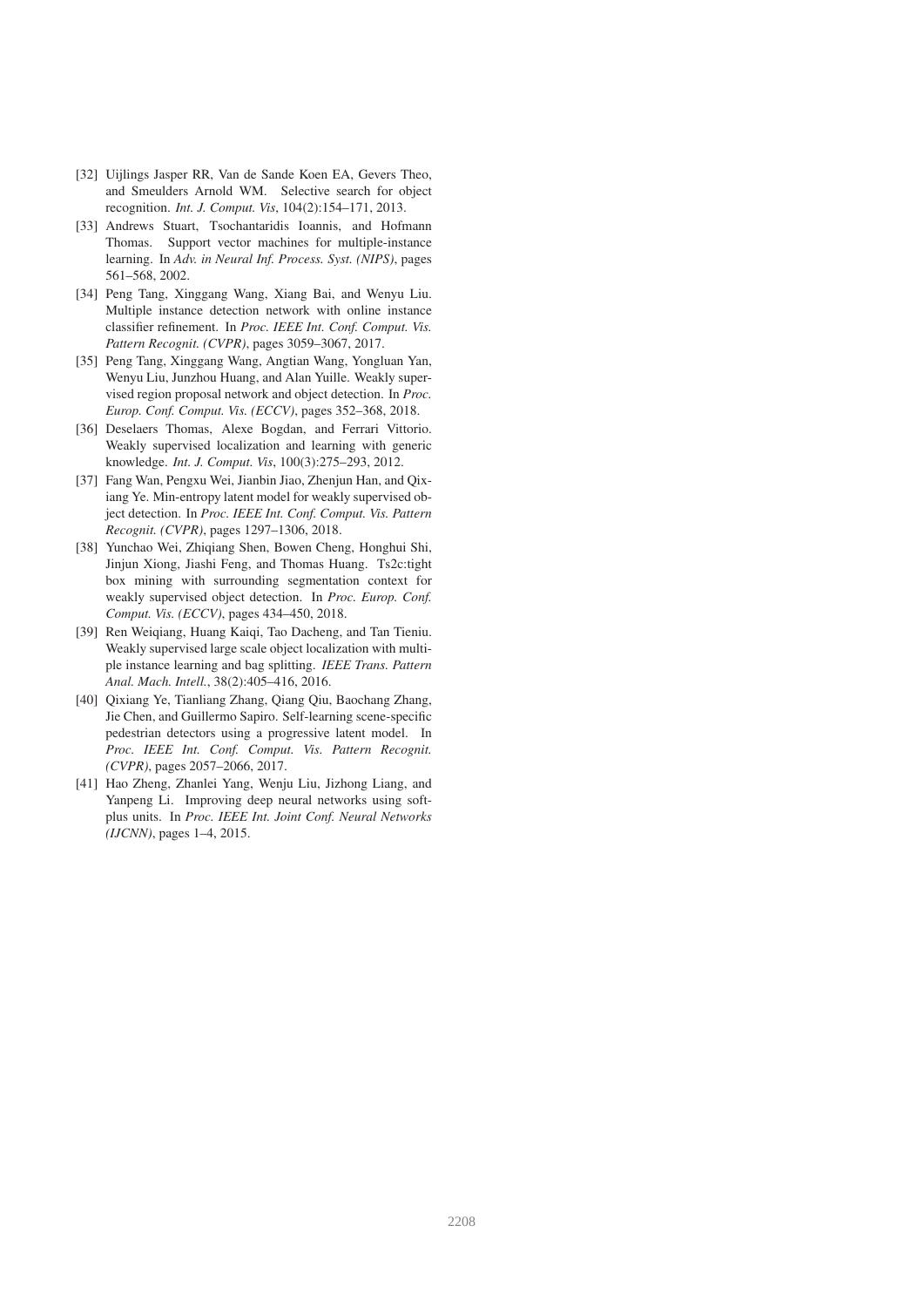[32] Uijlings Jasper RR, Van de Sande Koen EA, Gevers Theo, and Smeulders Arnold WM. Selective search for object recognition. *Int. J. Comput. Vis*, 104(2):154–171, 2013.

[33] Andrews Stuart, Tsochantaridis Ioannis, and Hofmann Thomas. Support vector machines for multiple-instance learning. In *Adv. in Neural Inf. Process. Syst. (NIPS)*, pages 561–568, 2002.

[34] Peng Tang, Xinggang Wang, Xiang Bai, and Wenyu Liu. Multiple instance detection network with online instance classifier refinement. In *Proc. IEEE Int. Conf. Comput. Vis. Pattern Recognit. (CVPR)*, pages 3059–3067, 2017.

[35] Peng Tang, Xinggang Wang, Angtian Wang, Yongluan Yan, Wenyu Liu, Junzhou Huang, and Alan Yuille. Weakly supervised region proposal network and object detection. In *Proc. Europ. Conf. Comput. Vis. (ECCV)*, pages 352–368, 2018.

[36] Deselaers Thomas, Alexe Bogdan, and Ferrari Vittorio. Weakly supervised localization and learning with generic knowledge. *Int. J. Comput. Vis*, 100(3):275–293, 2012.

[37] Fang Wan, Pengxu Wei, Jianbin Jiao, Zhenjun Han, and Qixiang Ye. Min-entropy latent model for weakly supervised object detection. In *Proc. IEEE Int. Conf. Comput. Vis. Pattern Recognit. (CVPR)*, pages 1297–1306, 2018.

[38] Yunchao Wei, Zhiqiang Shen, Bowen Cheng, Honghui Shi, Jinjun Xiong, Jiashi Feng, and Thomas Huang. Ts2c:tight box mining with surrounding segmentation context for weakly supervised object detection. In *Proc. Europ. Conf. Comput. Vis. (ECCV)*, pages 434–450, 2018.

[39] Ren Weiqiang, Huang Kaiqi, Tao Dacheng, and Tan Tieniu. Weakly supervised large scale object localization with multiple instance learning and bag splitting. *IEEE Trans. Pattern Anal. Mach. Intell.*, 38(2):405–416, 2016.

[40] Qixiang Ye, Tianliang Zhang, Qiang Qiu, Baochang Zhang, Jie Chen, and Guillermo Sapiro. Self-learning scene-specific pedestrian detectors using a progressive latent model. In *Proc. IEEE Int. Conf. Comput. Vis. Pattern Recognit. (CVPR)*, pages 2057–2066, 2017.

[41] Hao Zheng, Zhanlei Yang, Wenju Liu, Jizhong Liang, and Yanpeng Li. Improving deep neural networks using softplus units. In *Proc. IEEE Int. Joint Conf. Neural Networks (IJCNN)*, pages 1–4, 2015.